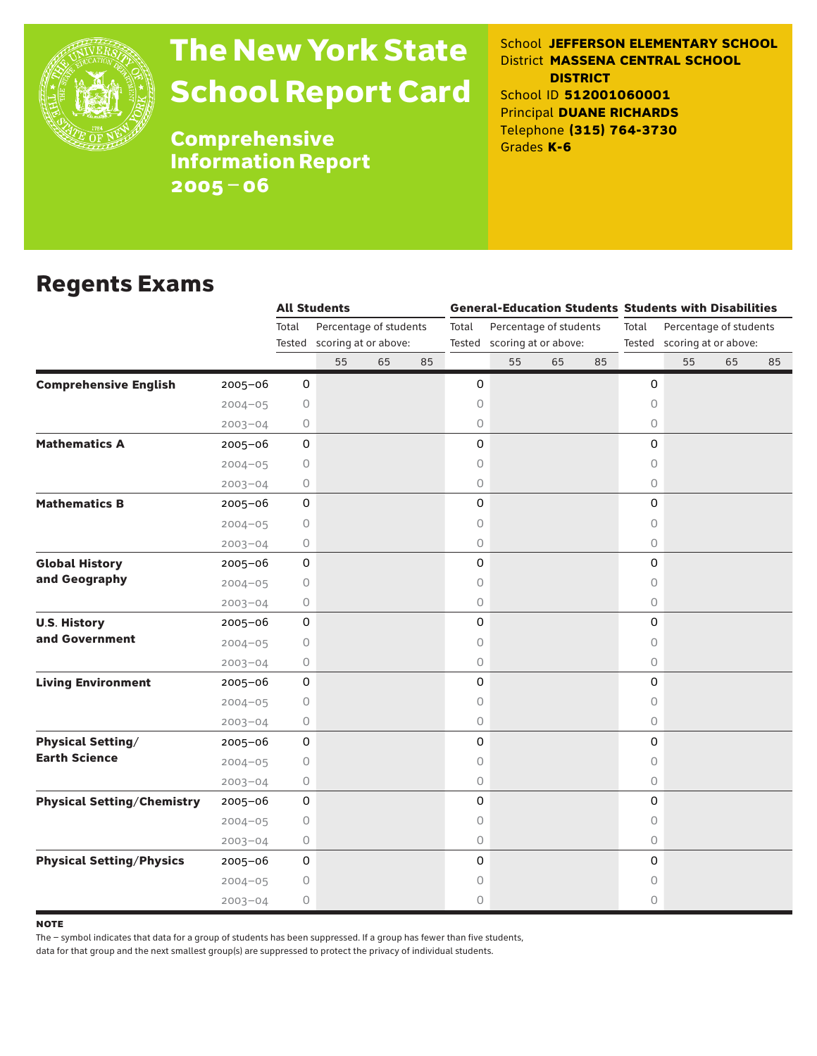# The New York State School Report Card

**Comprehensive Information Report 2005–06**

School **JEFFERSON ELEMENTARY SCHOOL**
District **MASSENA CENTRAL SCHOOL DISTRICT**
School ID **512001060001**
Principal **DUANE RICHARDS**
Telephone **(315) 764-3730**
Grades **K-6**

## Regents Exams

| | | All Students | | | | General-Education Students | | | | Students with Disabilities | | | |
|---|---|---|---|---|---|---|---|---|---|---|---|---|---|
| | | Total Tested | Percentage of students scoring at or above: | | | Total Tested | Percentage of students scoring at or above: | | | Total Tested | Percentage of students scoring at or above: | | |
| | | | 55 | 65 | 85 | | 55 | 65 | 85 | | 55 | 65 | 85 |
| **Comprehensive English** | 2005–06 | 0 | | | | 0 | | | | 0 | | | |
| | 2004–05 | 0 | | | | 0 | | | | 0 | | | |
| | 2003–04 | 0 | | | | 0 | | | | 0 | | | |
| **Mathematics A** | 2005–06 | 0 | | | | 0 | | | | 0 | | | |
| | 2004–05 | 0 | | | | 0 | | | | 0 | | | |
| | 2003–04 | 0 | | | | 0 | | | | 0 | | | |
| **Mathematics B** | 2005–06 | 0 | | | | 0 | | | | 0 | | | |
| | 2004–05 | 0 | | | | 0 | | | | 0 | | | |
| | 2003–04 | 0 | | | | 0 | | | | 0 | | | |
| **Global History and Geography** | 2005–06 | 0 | | | | 0 | | | | 0 | | | |
| | 2004–05 | 0 | | | | 0 | | | | 0 | | | |
| | 2003–04 | 0 | | | | 0 | | | | 0 | | | |
| **U.S. History and Government** | 2005–06 | 0 | | | | 0 | | | | 0 | | | |
| | 2004–05 | 0 | | | | 0 | | | | 0 | | | |
| | 2003–04 | 0 | | | | 0 | | | | 0 | | | |
| **Living Environment** | 2005–06 | 0 | | | | 0 | | | | 0 | | | |
| | 2004–05 | 0 | | | | 0 | | | | 0 | | | |
| | 2003–04 | 0 | | | | 0 | | | | 0 | | | |
| **Physical Setting/ Earth Science** | 2005–06 | 0 | | | | 0 | | | | 0 | | | |
| | 2004–05 | 0 | | | | 0 | | | | 0 | | | |
| | 2003–04 | 0 | | | | 0 | | | | 0 | | | |
| **Physical Setting/Chemistry** | 2005–06 | 0 | | | | 0 | | | | 0 | | | |
| | 2004–05 | 0 | | | | 0 | | | | 0 | | | |
| | 2003–04 | 0 | | | | 0 | | | | 0 | | | |
| **Physical Setting/Physics** | 2005–06 | 0 | | | | 0 | | | | 0 | | | |
| | 2004–05 | 0 | | | | 0 | | | | 0 | | | |
| | 2003–04 | 0 | | | | 0 | | | | 0 | | | |

**NOTE**

The – symbol indicates that data for a group of students has been suppressed. If a group has fewer than five students, data for that group and the next smallest group(s) are suppressed to protect the privacy of individual students.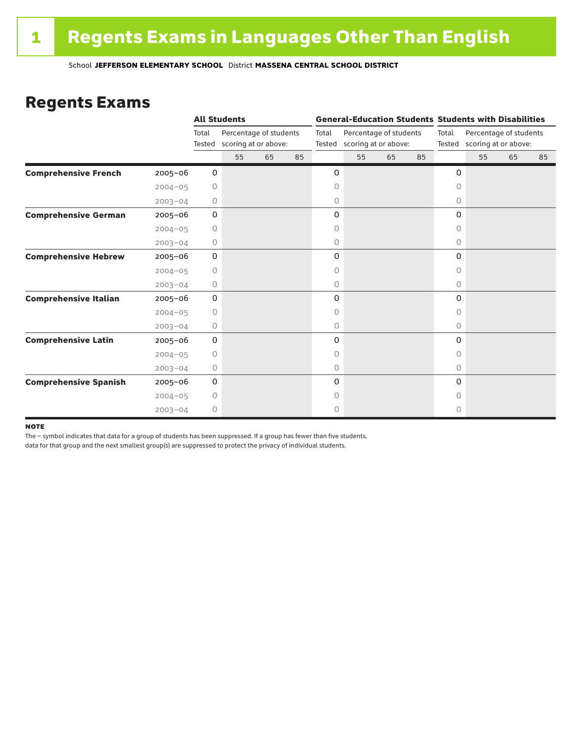# 1 Regents Exams in Languages Other Than English

School **JEFFERSON ELEMENTARY SCHOOL** District **MASSENA CENTRAL SCHOOL DISTRICT**

## Regents Exams

| | | All Students | | | | General-Education Students | | | | Students with Disabilities | | | |
|---|---|---|---|---|---|---|---|---|---|---|---|---|---|
| | | Total Tested | Percentage of students scoring at or above: | | | Total Tested | Percentage of students scoring at or above: | | | Total Tested | Percentage of students scoring at or above: | | |
| | | | 55 | 65 | 85 | | 55 | 65 | 85 | | 55 | 65 | 85 |
| **Comprehensive French** | 2005–06 | 0 | | | | 0 | | | | 0 | | | |
| | 2004–05 | 0 | | | | 0 | | | | 0 | | | |
| | 2003–04 | 0 | | | | 0 | | | | 0 | | | |
| **Comprehensive German** | 2005–06 | 0 | | | | 0 | | | | 0 | | | |
| | 2004–05 | 0 | | | | 0 | | | | 0 | | | |
| | 2003–04 | 0 | | | | 0 | | | | 0 | | | |
| **Comprehensive Hebrew** | 2005–06 | 0 | | | | 0 | | | | 0 | | | |
| | 2004–05 | 0 | | | | 0 | | | | 0 | | | |
| | 2003–04 | 0 | | | | 0 | | | | 0 | | | |
| **Comprehensive Italian** | 2005–06 | 0 | | | | 0 | | | | 0 | | | |
| | 2004–05 | 0 | | | | 0 | | | | 0 | | | |
| | 2003–04 | 0 | | | | 0 | | | | 0 | | | |
| **Comprehensive Latin** | 2005–06 | 0 | | | | 0 | | | | 0 | | | |
| | 2004–05 | 0 | | | | 0 | | | | 0 | | | |
| | 2003–04 | 0 | | | | 0 | | | | 0 | | | |
| **Comprehensive Spanish** | 2005–06 | 0 | | | | 0 | | | | 0 | | | |
| | 2004–05 | 0 | | | | 0 | | | | 0 | | | |
| | 2003–04 | 0 | | | | 0 | | | | 0 | | | |

**NOTE**

The – symbol indicates that data for a group of students has been suppressed. If a group has fewer than five students, data for that group and the next smallest group(s) are suppressed to protect the privacy of individual students.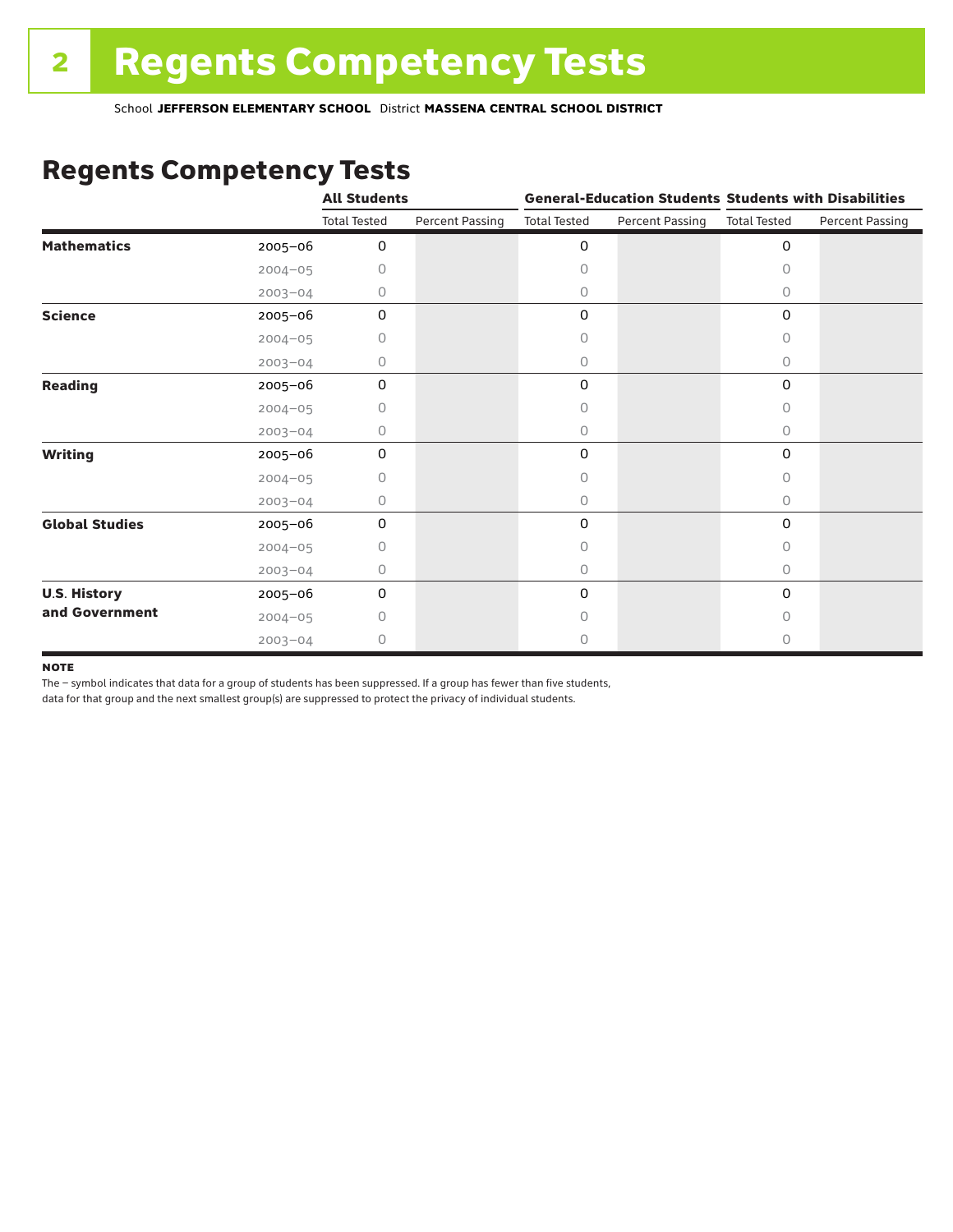# Regents Competency Tests

School **JEFFERSON ELEMENTARY SCHOOL** District **MASSENA CENTRAL SCHOOL DISTRICT**

## Regents Competency Tests

| | | All Students | | General-Education Students | | Students with Disabilities | |
|---|---|---|---|---|---|---|---|
| | | Total Tested | Percent Passing | Total Tested | Percent Passing | Total Tested | Percent Passing |
| **Mathematics** | 2005–06 | 0 | | 0 | | 0 | |
| | 2004–05 | 0 | | 0 | | 0 | |
| | 2003–04 | 0 | | 0 | | 0 | |
| **Science** | 2005–06 | 0 | | 0 | | 0 | |
| | 2004–05 | 0 | | 0 | | 0 | |
| | 2003–04 | 0 | | 0 | | 0 | |
| **Reading** | 2005–06 | 0 | | 0 | | 0 | |
| | 2004–05 | 0 | | 0 | | 0 | |
| | 2003–04 | 0 | | 0 | | 0 | |
| **Writing** | 2005–06 | 0 | | 0 | | 0 | |
| | 2004–05 | 0 | | 0 | | 0 | |
| | 2003–04 | 0 | | 0 | | 0 | |
| **Global Studies** | 2005–06 | 0 | | 0 | | 0 | |
| | 2004–05 | 0 | | 0 | | 0 | |
| | 2003–04 | 0 | | 0 | | 0 | |
| **U.S. History and Government** | 2005–06 | 0 | | 0 | | 0 | |
| | 2004–05 | 0 | | 0 | | 0 | |
| | 2003–04 | 0 | | 0 | | 0 | |

**NOTE**

The – symbol indicates that data for a group of students has been suppressed. If a group has fewer than five students, data for that group and the next smallest group(s) are suppressed to protect the privacy of individual students.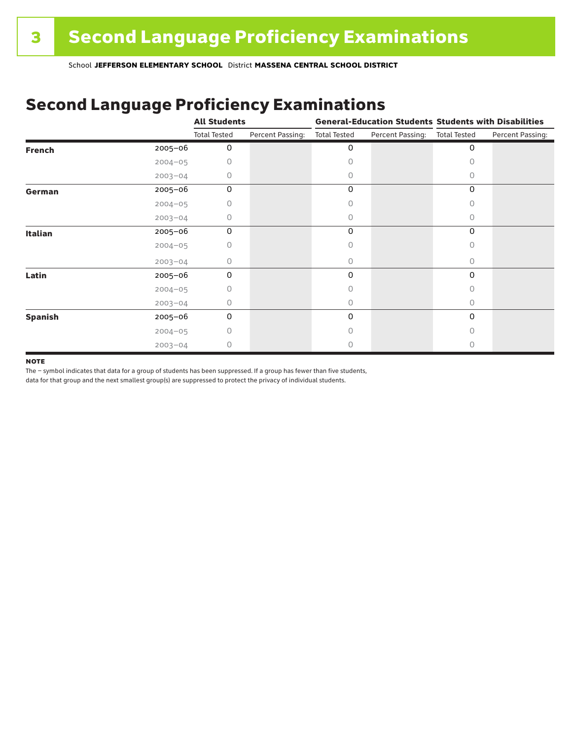# Second Language Proficiency Examinations

School **JEFFERSON ELEMENTARY SCHOOL** District **MASSENA CENTRAL SCHOOL DISTRICT**

## Second Language Proficiency Examinations

| | | All Students | | General-Education Students | | Students with Disabilities | |
|---|---|---|---|---|---|---|---|
| | | Total Tested | Percent Passing: | Total Tested | Percent Passing: | Total Tested | Percent Passing: |
| **French** | 2005–06 | 0 | | 0 | | 0 | |
| | 2004–05 | 0 | | 0 | | 0 | |
| | 2003–04 | 0 | | 0 | | 0 | |
| **German** | 2005–06 | 0 | | 0 | | 0 | |
| | 2004–05 | 0 | | 0 | | 0 | |
| | 2003–04 | 0 | | 0 | | 0 | |
| **Italian** | 2005–06 | 0 | | 0 | | 0 | |
| | 2004–05 | 0 | | 0 | | 0 | |
| | 2003–04 | 0 | | 0 | | 0 | |
| **Latin** | 2005–06 | 0 | | 0 | | 0 | |
| | 2004–05 | 0 | | 0 | | 0 | |
| | 2003–04 | 0 | | 0 | | 0 | |
| **Spanish** | 2005–06 | 0 | | 0 | | 0 | |
| | 2004–05 | 0 | | 0 | | 0 | |
| | 2003–04 | 0 | | 0 | | 0 | |

**NOTE**

The – symbol indicates that data for a group of students has been suppressed. If a group has fewer than five students, data for that group and the next smallest group(s) are suppressed to protect the privacy of individual students.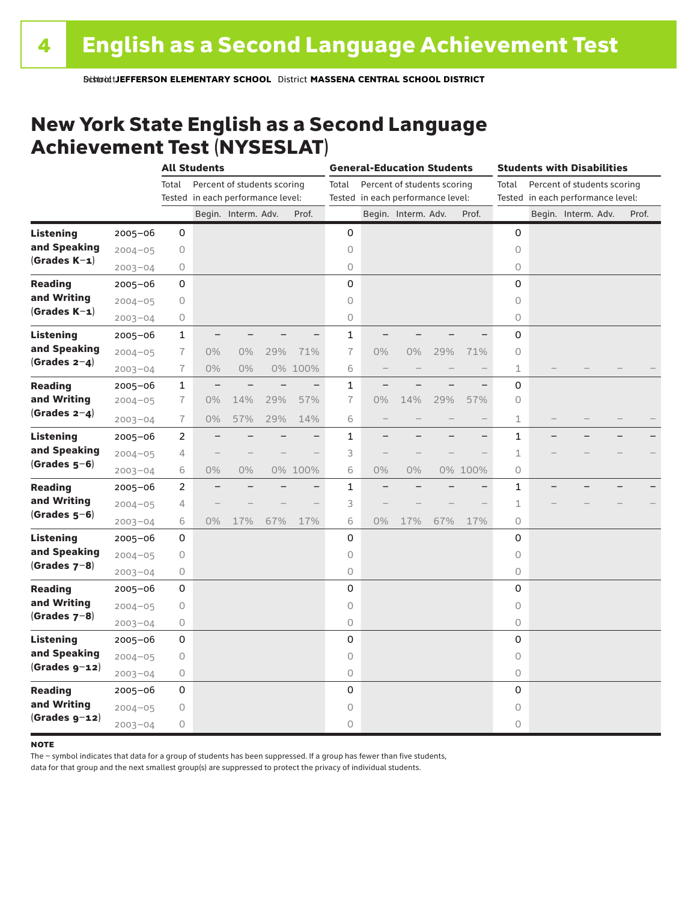# English as a Second Language Achievement Test

School **JEFFERSON ELEMENTARY SCHOOL** District **MASSENA CENTRAL SCHOOL DISTRICT**

## New York State English as a Second Language Achievement Test (NYSESLAT)

| | | All Students | | | | | General-Education Students | | | | | Students with Disabilities | | | | |
|---|---|---|---|---|---|---|---|---|---|---|---|---|---|---|---|---|
| | | Total Tested | Percent of students scoring in each performance level: | | | | Total Tested | Percent of students scoring in each performance level: | | | | Total Tested | Percent of students scoring in each performance level: | | | |
| | | | Begin. | Interm. | Adv. | Prof. | | Begin. | Interm. | Adv. | Prof. | | Begin. | Interm. | Adv. | Prof. |
| **Listening and Speaking (Grades K–1)** | 2005–06 | 0 | | | | | 0 | | | | | 0 | | | | |
| | 2004–05 | 0 | | | | | 0 | | | | | 0 | | | | |
| | 2003–04 | 0 | | | | | 0 | | | | | 0 | | | | |
| **Reading and Writing (Grades K–1)** | 2005–06 | 0 | | | | | 0 | | | | | 0 | | | | |
| | 2004–05 | 0 | | | | | 0 | | | | | 0 | | | | |
| | 2003–04 | 0 | | | | | 0 | | | | | 0 | | | | |
| **Listening and Speaking (Grades 2–4)** | 2005–06 | 1 | – | – | – | – | 1 | – | – | – | – | 0 | | | | |
| | 2004–05 | 7 | 0% | 0% | 29% | 71% | 7 | 0% | 0% | 29% | 71% | 0 | | | | |
| | 2003–04 | 7 | 0% | 0% | 0% | 100% | 6 | – | – | – | – | 1 | – | – | – | – |
| **Reading and Writing (Grades 2–4)** | 2005–06 | 1 | – | – | – | – | 1 | – | – | – | – | 0 | | | | |
| | 2004–05 | 7 | 0% | 14% | 29% | 57% | 7 | 0% | 14% | 29% | 57% | 0 | | | | |
| | 2003–04 | 7 | 0% | 57% | 29% | 14% | 6 | – | – | – | – | 1 | – | – | – | – |
| **Listening and Speaking (Grades 5–6)** | 2005–06 | 2 | – | – | – | – | 1 | – | – | – | – | 1 | – | – | – | – |
| | 2004–05 | 4 | – | – | – | – | 3 | – | – | – | – | 1 | – | – | – | – |
| | 2003–04 | 6 | 0% | 0% | 0% | 100% | 6 | 0% | 0% | 0% | 100% | 0 | | | | |
| **Reading and Writing (Grades 5–6)** | 2005–06 | 2 | – | – | – | – | 1 | – | – | – | – | 1 | – | – | – | – |
| | 2004–05 | 4 | – | – | – | – | 3 | – | – | – | – | 1 | – | – | – | – |
| | 2003–04 | 6 | 0% | 17% | 67% | 17% | 6 | 0% | 17% | 67% | 17% | 0 | | | | |
| **Listening and Speaking (Grades 7–8)** | 2005–06 | 0 | | | | | 0 | | | | | 0 | | | | |
| | 2004–05 | 0 | | | | | 0 | | | | | 0 | | | | |
| | 2003–04 | 0 | | | | | 0 | | | | | 0 | | | | |
| **Reading and Writing (Grades 7–8)** | 2005–06 | 0 | | | | | 0 | | | | | 0 | | | | |
| | 2004–05 | 0 | | | | | 0 | | | | | 0 | | | | |
| | 2003–04 | 0 | | | | | 0 | | | | | 0 | | | | |
| **Listening and Speaking (Grades 9–12)** | 2005–06 | 0 | | | | | 0 | | | | | 0 | | | | |
| | 2004–05 | 0 | | | | | 0 | | | | | 0 | | | | |
| | 2003–04 | 0 | | | | | 0 | | | | | 0 | | | | |
| **Reading and Writing (Grades 9–12)** | 2005–06 | 0 | | | | | 0 | | | | | 0 | | | | |
| | 2004–05 | 0 | | | | | 0 | | | | | 0 | | | | |
| | 2003–04 | 0 | | | | | 0 | | | | | 0 | | | | |

**NOTE**

The – symbol indicates that data for a group of students has been suppressed. If a group has fewer than five students, data for that group and the next smallest group(s) are suppressed to protect the privacy of individual students.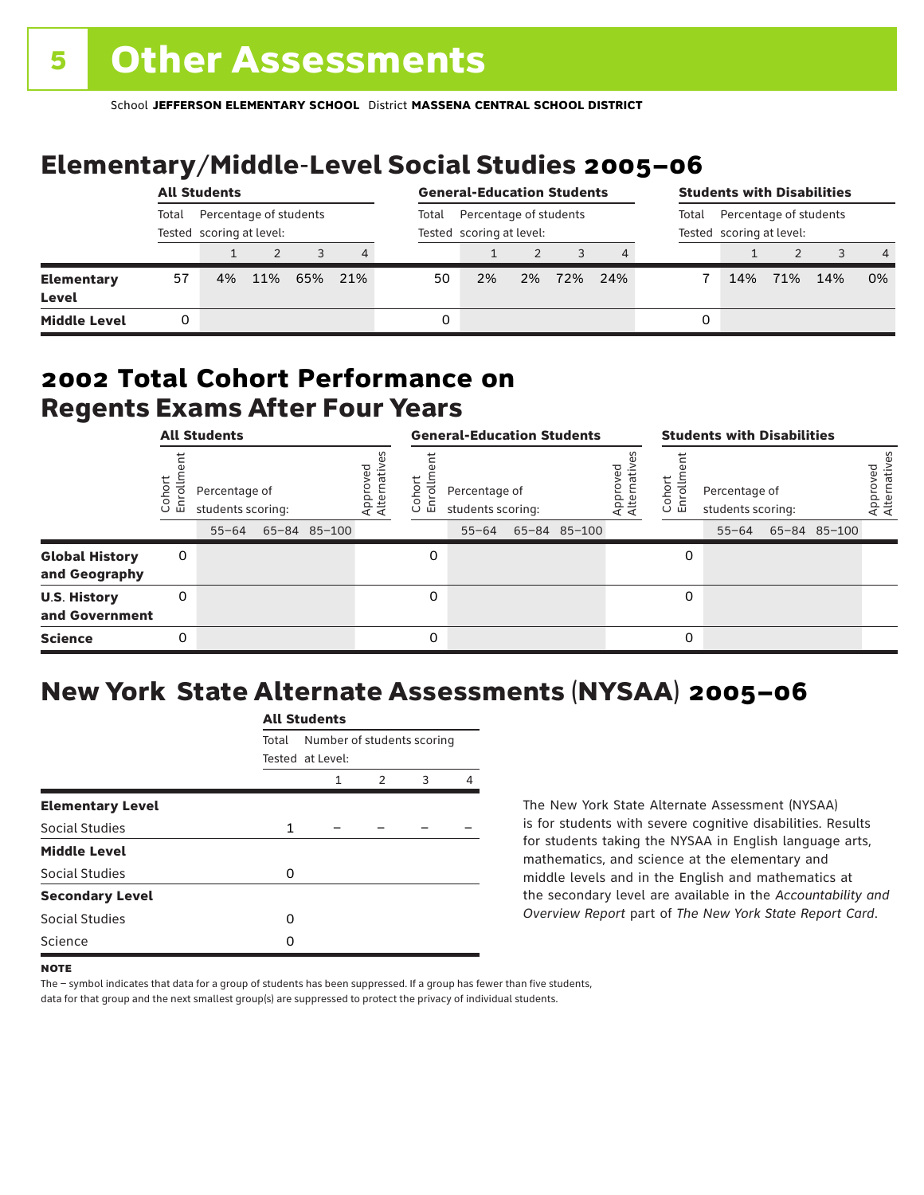# 5 Other Assessments

School **JEFFERSON ELEMENTARY SCHOOL** District **MASSENA CENTRAL SCHOOL DISTRICT**

## Elementary/Middle-Level Social Studies 2005–06

| | All Students | | | | | General-Education Students | | | | | Students with Disabilities | | | | |
|---|---|---|---|---|---|---|---|---|---|---|---|---|---|---|---|
| | Total Tested | Percentage of students scoring at level: | | | | Total Tested | Percentage of students scoring at level: | | | | Total Tested | Percentage of students scoring at level: | | | |
| | | 1 | 2 | 3 | 4 | | 1 | 2 | 3 | 4 | | 1 | 2 | 3 | 4 |
| **Elementary Level** | 57 | 4% | 11% | 65% | 21% | 50 | 2% | 2% | 72% | 24% | 7 | 14% | 71% | 14% | 0% |
| **Middle Level** | 0 | | | | | 0 | | | | | 0 | | | | |

## 2002 Total Cohort Performance on Regents Exams After Four Years

| | All Students | | | | | General-Education Students | | | | | Students with Disabilities | | | | |
|---|---|---|---|---|---|---|---|---|---|---|---|---|---|---|---|
| | Cohort Enrollment | Percentage of students scoring: | | | Approved Alternatives | Cohort Enrollment | Percentage of students scoring: | | | Approved Alternatives | Cohort Enrollment | Percentage of students scoring: | | | Approved Alternatives |
| | | 55–64 | 65–84 | 85–100 | | | 55–64 | 65–84 | 85–100 | | | 55–64 | 65–84 | 85–100 | |
| **Global History and Geography** | 0 | | | | | 0 | | | | | 0 | | | | |
| **U.S. History and Government** | 0 | | | | | 0 | | | | | 0 | | | | |
| **Science** | 0 | | | | | 0 | | | | | 0 | | | | |

## New York State Alternate Assessments (NYSAA) 2005–06

| | All Students | | | | |
|---|---|---|---|---|---|
| | Total Tested | Number of students scoring at Level: | | | |
| | | 1 | 2 | 3 | 4 |
| **Elementary Level** | | | | | |
| Social Studies | 1 | – | – | – | – |
| **Middle Level** | | | | | |
| Social Studies | 0 | | | | |
| **Secondary Level** | | | | | |
| Social Studies | 0 | | | | |
| Science | 0 | | | | |

The New York State Alternate Assessment (NYSAA) is for students with severe cognitive disabilities. Results for students taking the NYSAA in English language arts, mathematics, and science at the elementary and middle levels and in the English and mathematics at the secondary level are available in the *Accountability and Overview Report* part of *The New York State Report Card*.

**NOTE**

The – symbol indicates that data for a group of students has been suppressed. If a group has fewer than five students, data for that group and the next smallest group(s) are suppressed to protect the privacy of individual students.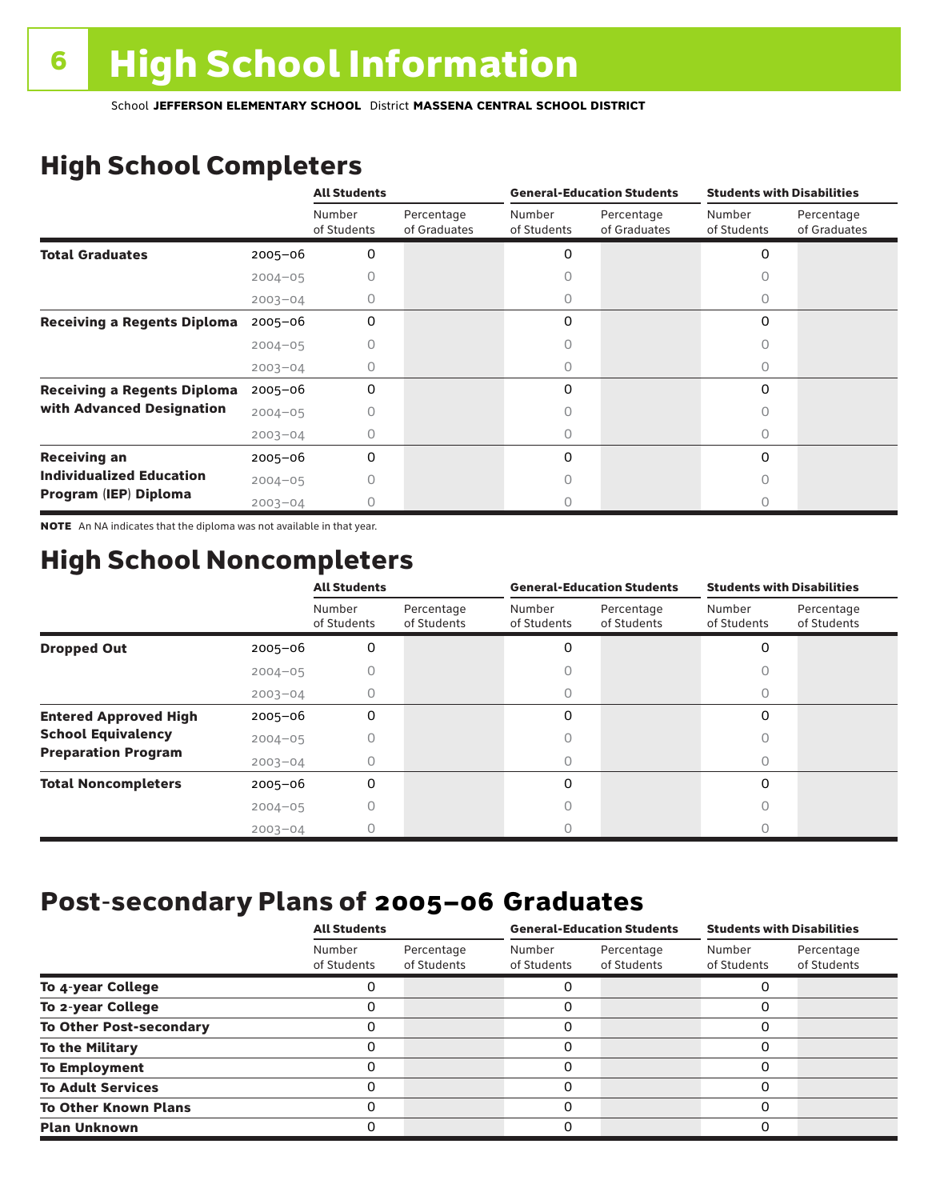# High School Information

School **JEFFERSON ELEMENTARY SCHOOL** District **MASSENA CENTRAL SCHOOL DISTRICT**

## High School Completers

| | | All Students | | General-Education Students | | Students with Disabilities | |
|---|---|---|---|---|---|---|---|
| | | Number of Students | Percentage of Graduates | Number of Students | Percentage of Graduates | Number of Students | Percentage of Graduates |
| **Total Graduates** | 2005–06 | 0 | | 0 | | 0 | |
| | 2004–05 | 0 | | 0 | | 0 | |
| | 2003–04 | 0 | | 0 | | 0 | |
| **Receiving a Regents Diploma** | 2005–06 | 0 | | 0 | | 0 | |
| | 2004–05 | 0 | | 0 | | 0 | |
| | 2003–04 | 0 | | 0 | | 0 | |
| **Receiving a Regents Diploma with Advanced Designation** | 2005–06 | 0 | | 0 | | 0 | |
| | 2004–05 | 0 | | 0 | | 0 | |
| | 2003–04 | 0 | | 0 | | 0 | |
| **Receiving an Individualized Education Program (IEP) Diploma** | 2005–06 | 0 | | 0 | | 0 | |
| | 2004–05 | 0 | | 0 | | 0 | |
| | 2003–04 | 0 | | 0 | | 0 | |

**NOTE** An NA indicates that the diploma was not available in that year.

## High School Noncompleters

| | | All Students | | General-Education Students | | Students with Disabilities | |
|---|---|---|---|---|---|---|---|
| | | Number of Students | Percentage of Students | Number of Students | Percentage of Students | Number of Students | Percentage of Students |
| **Dropped Out** | 2005–06 | 0 | | 0 | | 0 | |
| | 2004–05 | 0 | | 0 | | 0 | |
| | 2003–04 | 0 | | 0 | | 0 | |
| **Entered Approved High School Equivalency Preparation Program** | 2005–06 | 0 | | 0 | | 0 | |
| | 2004–05 | 0 | | 0 | | 0 | |
| | 2003–04 | 0 | | 0 | | 0 | |
| **Total Noncompleters** | 2005–06 | 0 | | 0 | | 0 | |
| | 2004–05 | 0 | | 0 | | 0 | |
| | 2003–04 | 0 | | 0 | | 0 | |

## Post-secondary Plans of 2005–06 Graduates

| | All Students | | General-Education Students | | Students with Disabilities | |
|---|---|---|---|---|---|---|
| | Number of Students | Percentage of Students | Number of Students | Percentage of Students | Number of Students | Percentage of Students |
| **To 4-year College** | 0 | | 0 | | 0 | |
| **To 2-year College** | 0 | | 0 | | 0 | |
| **To Other Post-secondary** | 0 | | 0 | | 0 | |
| **To the Military** | 0 | | 0 | | 0 | |
| **To Employment** | 0 | | 0 | | 0 | |
| **To Adult Services** | 0 | | 0 | | 0 | |
| **To Other Known Plans** | 0 | | 0 | | 0 | |
| **Plan Unknown** | 0 | | 0 | | 0 | |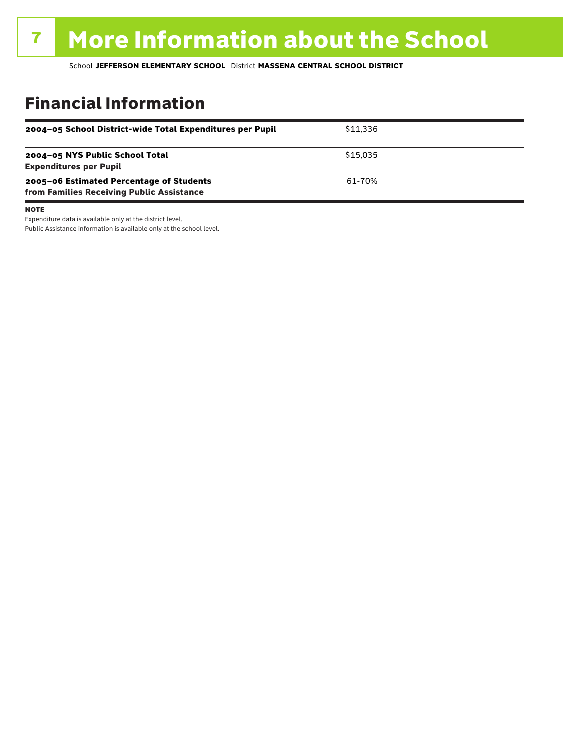# 7 More Information about the School

School **JEFFERSON ELEMENTARY SCHOOL** District **MASSENA CENTRAL SCHOOL DISTRICT**

## Financial Information

| | |
|---|---|
| **2004–05 School District-wide Total Expenditures per Pupil** | $11,336 |
| **2004–05 NYS Public School Total Expenditures per Pupil** | $15,035 |
| **2005–06 Estimated Percentage of Students from Families Receiving Public Assistance** | 61-70% |

**NOTE**

Expenditure data is available only at the district level.

Public Assistance information is available only at the school level.